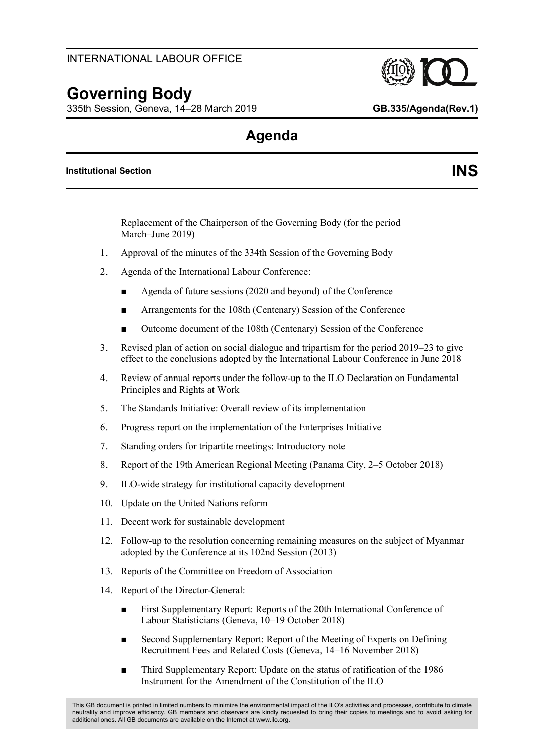INTERNATIONAL LABOUR OFFICE

# Governing Body

335th Session, Geneva, 14–28 March 2019 **GB.335/Agenda(Rev.1)**

## Agenda

**Institutional Section** **INS**

Replacement of the Chairperson of the Governing Body (for the period March–June 2019)

1. Approval of the minutes of the 334th Session of the Governing Body
2. Agenda of the International Labour Conference:
   - Agenda of future sessions (2020 and beyond) of the Conference
   - Arrangements for the 108th (Centenary) Session of the Conference
   - Outcome document of the 108th (Centenary) Session of the Conference
3. Revised plan of action on social dialogue and tripartism for the period 2019–23 to give effect to the conclusions adopted by the International Labour Conference in June 2018
4. Review of annual reports under the follow-up to the ILO Declaration on Fundamental Principles and Rights at Work
5. The Standards Initiative: Overall review of its implementation
6. Progress report on the implementation of the Enterprises Initiative
7. Standing orders for tripartite meetings: Introductory note
8. Report of the 19th American Regional Meeting (Panama City, 2–5 October 2018)
9. ILO-wide strategy for institutional capacity development
10. Update on the United Nations reform
11. Decent work for sustainable development
12. Follow-up to the resolution concerning remaining measures on the subject of Myanmar adopted by the Conference at its 102nd Session (2013)
13. Reports of the Committee on Freedom of Association
14. Report of the Director-General:
    - First Supplementary Report: Reports of the 20th International Conference of Labour Statisticians (Geneva, 10–19 October 2018)
    - Second Supplementary Report: Report of the Meeting of Experts on Defining Recruitment Fees and Related Costs (Geneva, 14–16 November 2018)
    - Third Supplementary Report: Update on the status of ratification of the 1986 Instrument for the Amendment of the Constitution of the ILO

This GB document is printed in limited numbers to minimize the environmental impact of the ILO's activities and processes, contribute to climate neutrality and improve efficiency. GB members and observers are kindly requested to bring their copies to meetings and to avoid asking for additional ones. All GB documents are available on the Internet at www.ilo.org.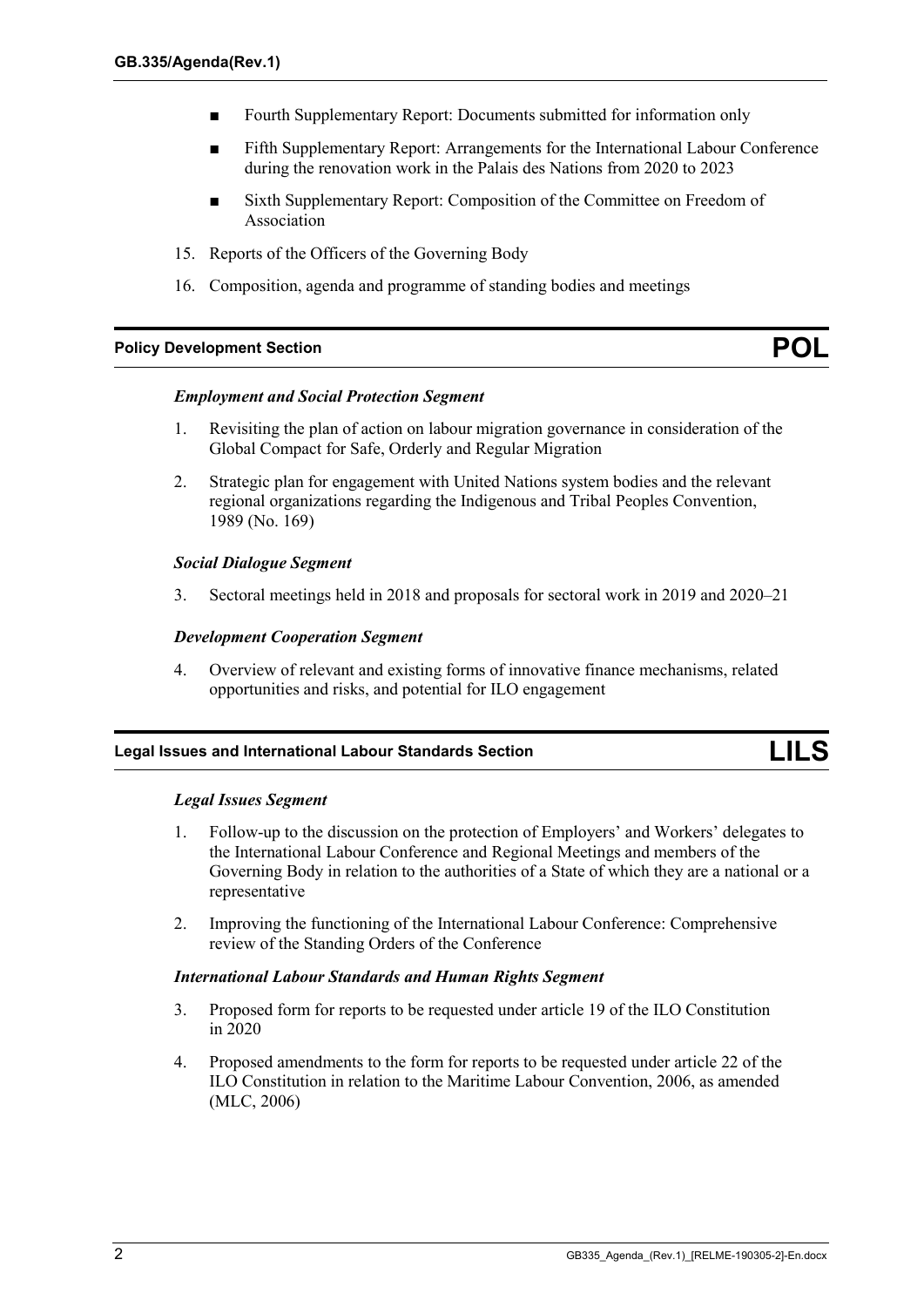- Fourth Supplementary Report: Documents submitted for information only
- Fifth Supplementary Report: Arrangements for the International Labour Conference during the renovation work in the Palais des Nations from 2020 to 2023
- Sixth Supplementary Report: Composition of the Committee on Freedom of Association

15. Reports of the Officers of the Governing Body
16. Composition, agenda and programme of standing bodies and meetings

## Policy Development Section — POL

### *Employment and Social Protection Segment*

1. Revisiting the plan of action on labour migration governance in consideration of the Global Compact for Safe, Orderly and Regular Migration
2. Strategic plan for engagement with United Nations system bodies and the relevant regional organizations regarding the Indigenous and Tribal Peoples Convention, 1989 (No. 169)

### *Social Dialogue Segment*

3. Sectoral meetings held in 2018 and proposals for sectoral work in 2019 and 2020–21

### *Development Cooperation Segment*

4. Overview of relevant and existing forms of innovative finance mechanisms, related opportunities and risks, and potential for ILO engagement

## Legal Issues and International Labour Standards Section — LILS

### *Legal Issues Segment*

1. Follow-up to the discussion on the protection of Employers' and Workers' delegates to the International Labour Conference and Regional Meetings and members of the Governing Body in relation to the authorities of a State of which they are a national or a representative
2. Improving the functioning of the International Labour Conference: Comprehensive review of the Standing Orders of the Conference

### *International Labour Standards and Human Rights Segment*

3. Proposed form for reports to be requested under article 19 of the ILO Constitution in 2020
4. Proposed amendments to the form for reports to be requested under article 22 of the ILO Constitution in relation to the Maritime Labour Convention, 2006, as amended (MLC, 2006)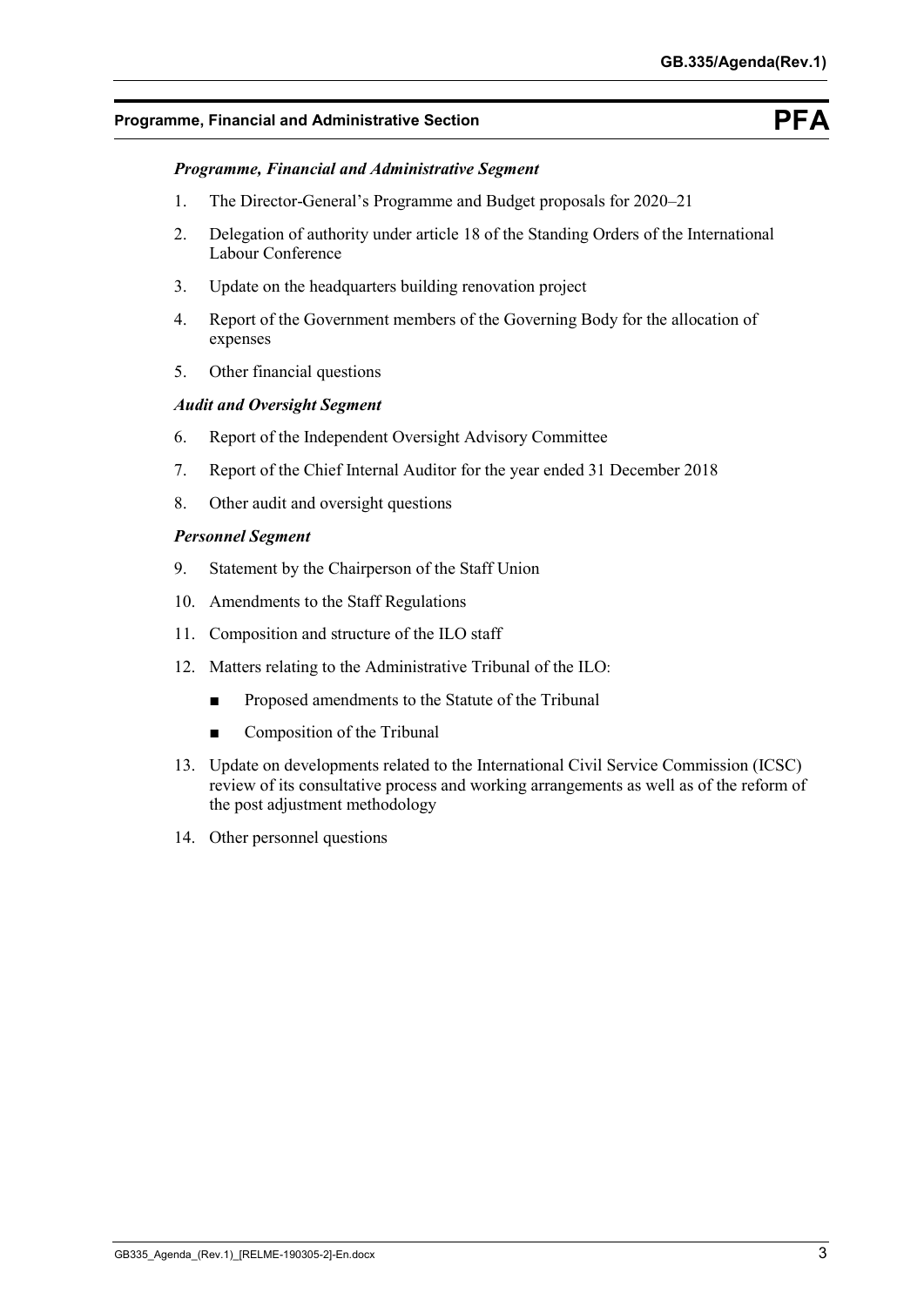## Programme, Financial and Administrative Section — PFA

### *Programme, Financial and Administrative Segment*

1. The Director-General's Programme and Budget proposals for 2020–21
2. Delegation of authority under article 18 of the Standing Orders of the International Labour Conference
3. Update on the headquarters building renovation project
4. Report of the Government members of the Governing Body for the allocation of expenses
5. Other financial questions

### *Audit and Oversight Segment*

6. Report of the Independent Oversight Advisory Committee
7. Report of the Chief Internal Auditor for the year ended 31 December 2018
8. Other audit and oversight questions

### *Personnel Segment*

9. Statement by the Chairperson of the Staff Union
10. Amendments to the Staff Regulations
11. Composition and structure of the ILO staff
12. Matters relating to the Administrative Tribunal of the ILO:
    - Proposed amendments to the Statute of the Tribunal
    - Composition of the Tribunal
13. Update on developments related to the International Civil Service Commission (ICSC) review of its consultative process and working arrangements as well as of the reform of the post adjustment methodology
14. Other personnel questions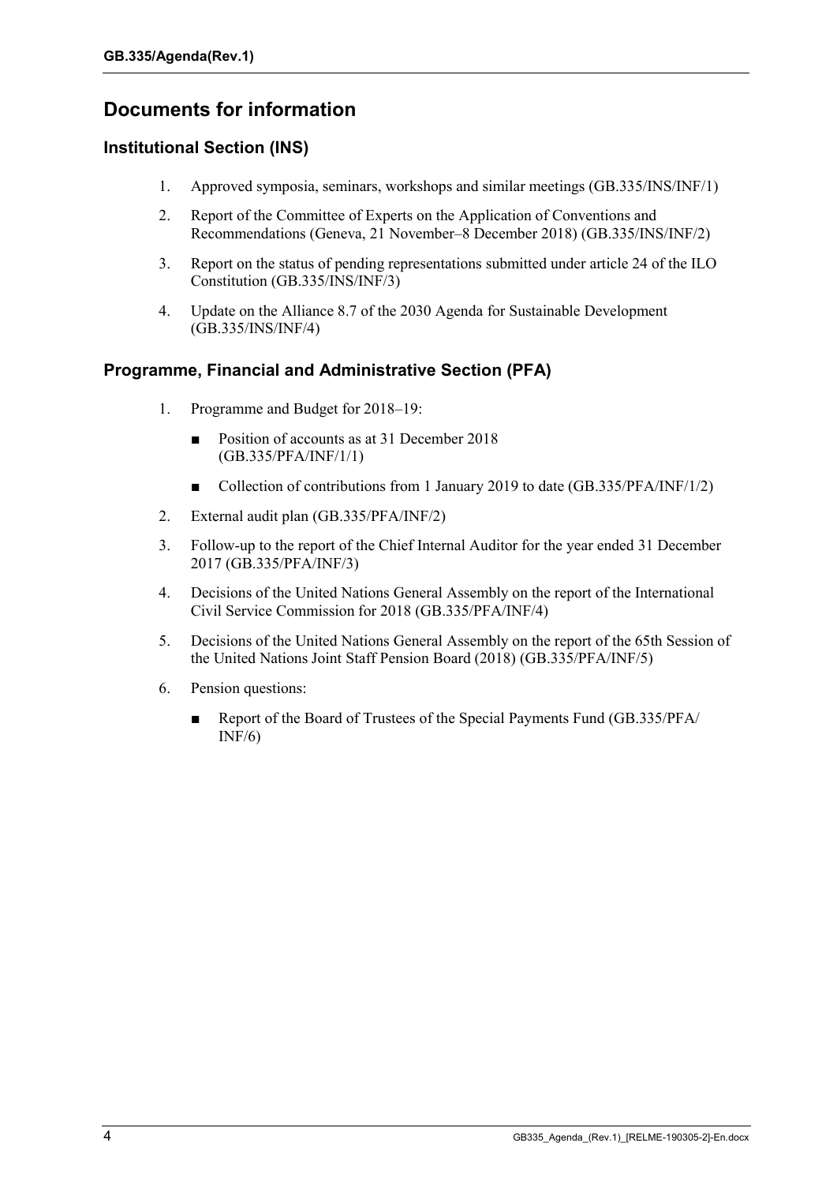## Documents for information

### Institutional Section (INS)

1. Approved symposia, seminars, workshops and similar meetings (GB.335/INS/INF/1)
2. Report of the Committee of Experts on the Application of Conventions and Recommendations (Geneva, 21 November–8 December 2018) (GB.335/INS/INF/2)
3. Report on the status of pending representations submitted under article 24 of the ILO Constitution (GB.335/INS/INF/3)
4. Update on the Alliance 8.7 of the 2030 Agenda for Sustainable Development (GB.335/INS/INF/4)

### Programme, Financial and Administrative Section (PFA)

1. Programme and Budget for 2018–19:
   - Position of accounts as at 31 December 2018 (GB.335/PFA/INF/1/1)
   - Collection of contributions from 1 January 2019 to date (GB.335/PFA/INF/1/2)
2. External audit plan (GB.335/PFA/INF/2)
3. Follow-up to the report of the Chief Internal Auditor for the year ended 31 December 2017 (GB.335/PFA/INF/3)
4. Decisions of the United Nations General Assembly on the report of the International Civil Service Commission for 2018 (GB.335/PFA/INF/4)
5. Decisions of the United Nations General Assembly on the report of the 65th Session of the United Nations Joint Staff Pension Board (2018) (GB.335/PFA/INF/5)
6. Pension questions:
   - Report of the Board of Trustees of the Special Payments Fund (GB.335/PFA/INF/6)